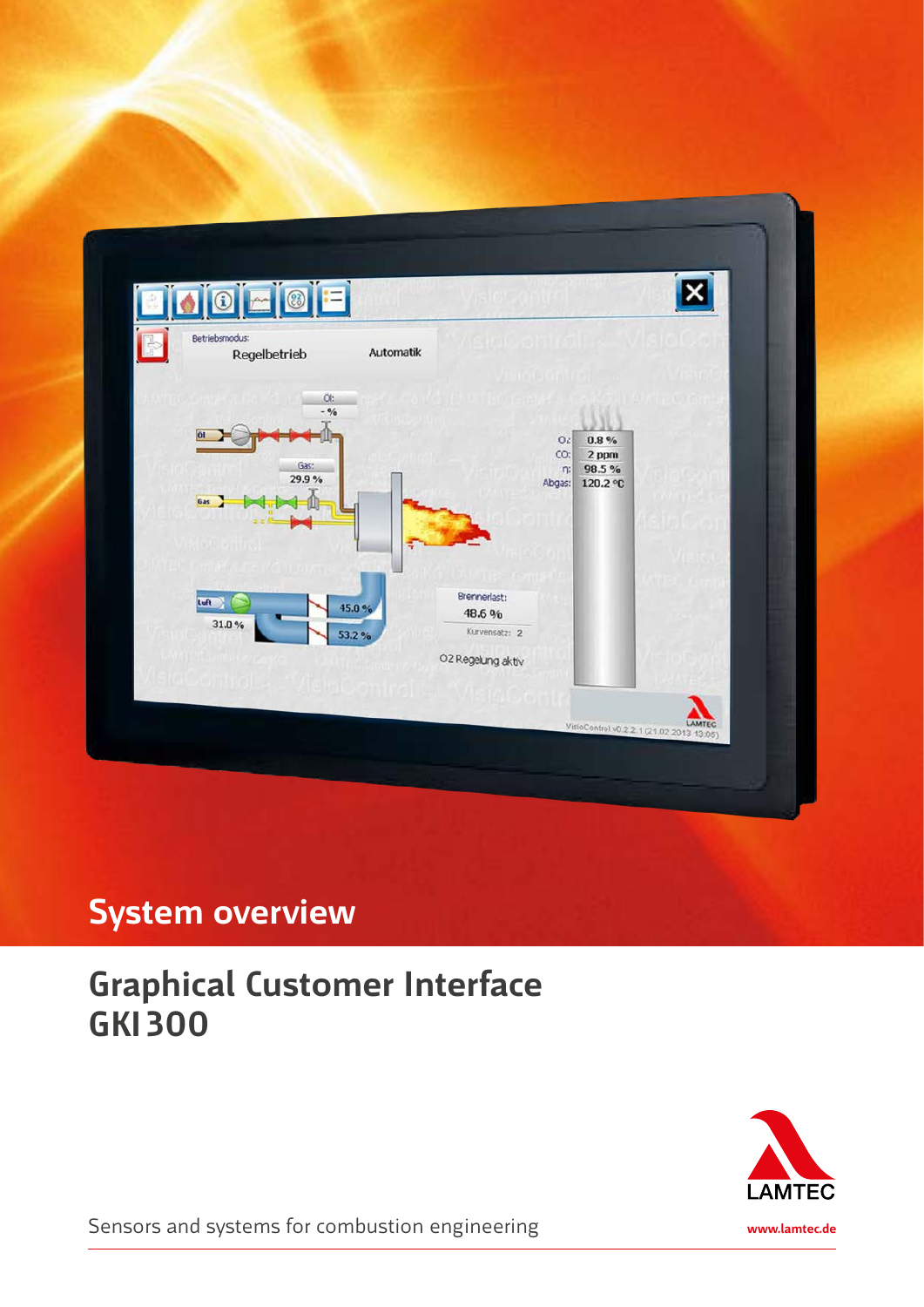# System overview

## Graphical Customer Interface GKI 300

Sensors and systems for combustion engineering

LAMTEC

www.lamtec.de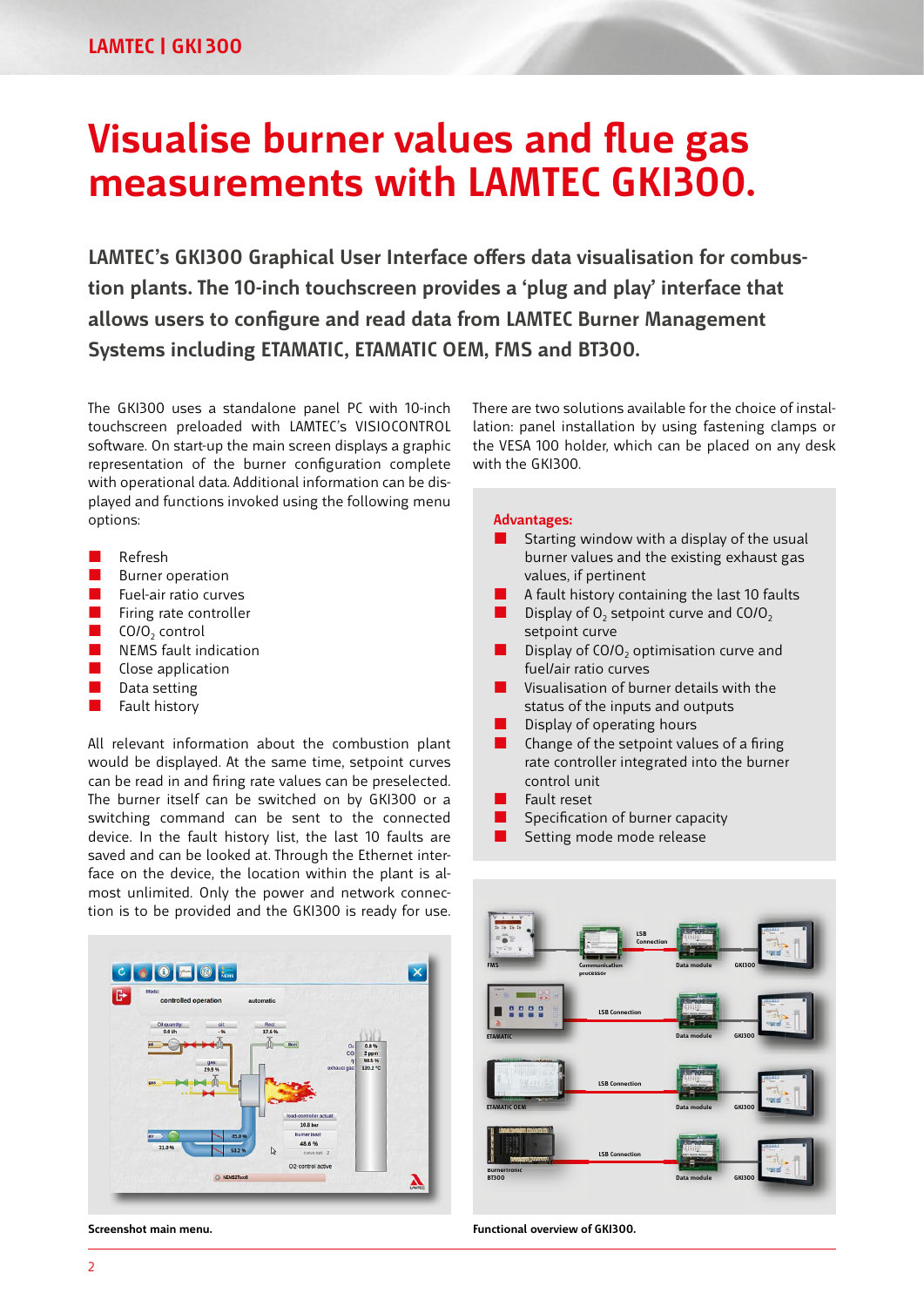# Visualise burner values and flue gas measurements with LAMTEC GKI300.

**LAMTEC's GKI300 Graphical User Interface offers data visualisation for combustion plants. The 10-inch touchscreen provides a 'plug and play' interface that allows users to configure and read data from LAMTEC Burner Management Systems including ETAMATIC, ETAMATIC OEM, FMS and BT300.**

The GKI300 uses a standalone panel PC with 10-inch touchscreen preloaded with LAMTEC's VISIOCONTROL software. On start-up the main screen displays a graphic representation of the burner configuration complete with operational data. Additional information can be displayed and functions invoked using the following menu options:

- Refresh
- Burner operation
- Fuel-air ratio curves
- Firing rate controller
- $CO/O_2$ control
- NEMS fault indication
- Close application
- Data setting
- Fault history

All relevant information about the combustion plant would be displayed. At the same time, setpoint curves can be read in and firing rate values can be preselected. The burner itself can be switched on by GKI300 or a switching command can be sent to the connected device. In the fault history list, the last 10 faults are saved and can be looked at. Through the Ethernet interface on the device, the location within the plant is almost unlimited. Only the power and network connection is to be provided and the GKI300 is ready for use.

There are two solutions available for the choice of installation: panel installation by using fastening clamps or the VESA 100 holder, which can be placed on any desk with the GKI300.

**Advantages:**

- Starting window with a display of the usual burner values and the existing exhaust gas values, if pertinent
- A fault history containing the last 10 faults
- Display of $O_2$ setpoint curve and $CO/O_2$ setpoint curve
- Display of $CO/O_2$ optimisation curve and fuel/air ratio curves
- Visualisation of burner details with the status of the inputs and outputs
- Display of operating hours
- Change of the setpoint values of a firing rate controller integrated into the burner control unit
- Fault reset
- Specification of burner capacity
- Setting mode mode release

**Screenshot main menu.**

**Functional overview of GKI300.**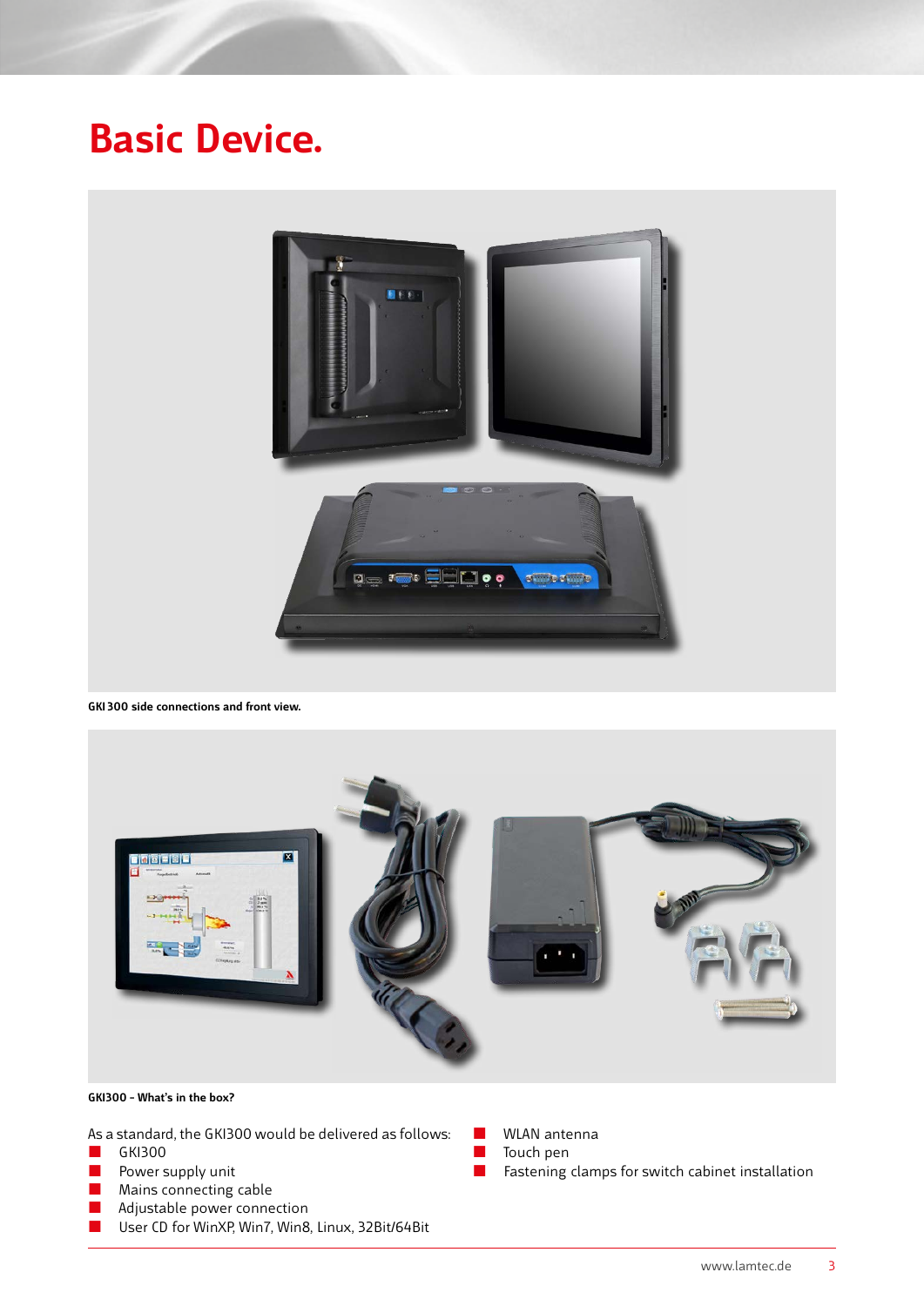# Basic Device.

GKI 300 side connections and front view.

GKI300 – What's in the box?

As a standard, the GKI300 would be delivered as follows:

- GKI300
- Power supply unit
- Mains connecting cable
- Adjustable power connection
- User CD for WinXP, Win7, Win8, Linux, 32Bit/64Bit
- WLAN antenna
- Touch pen
- Fastening clamps for switch cabinet installation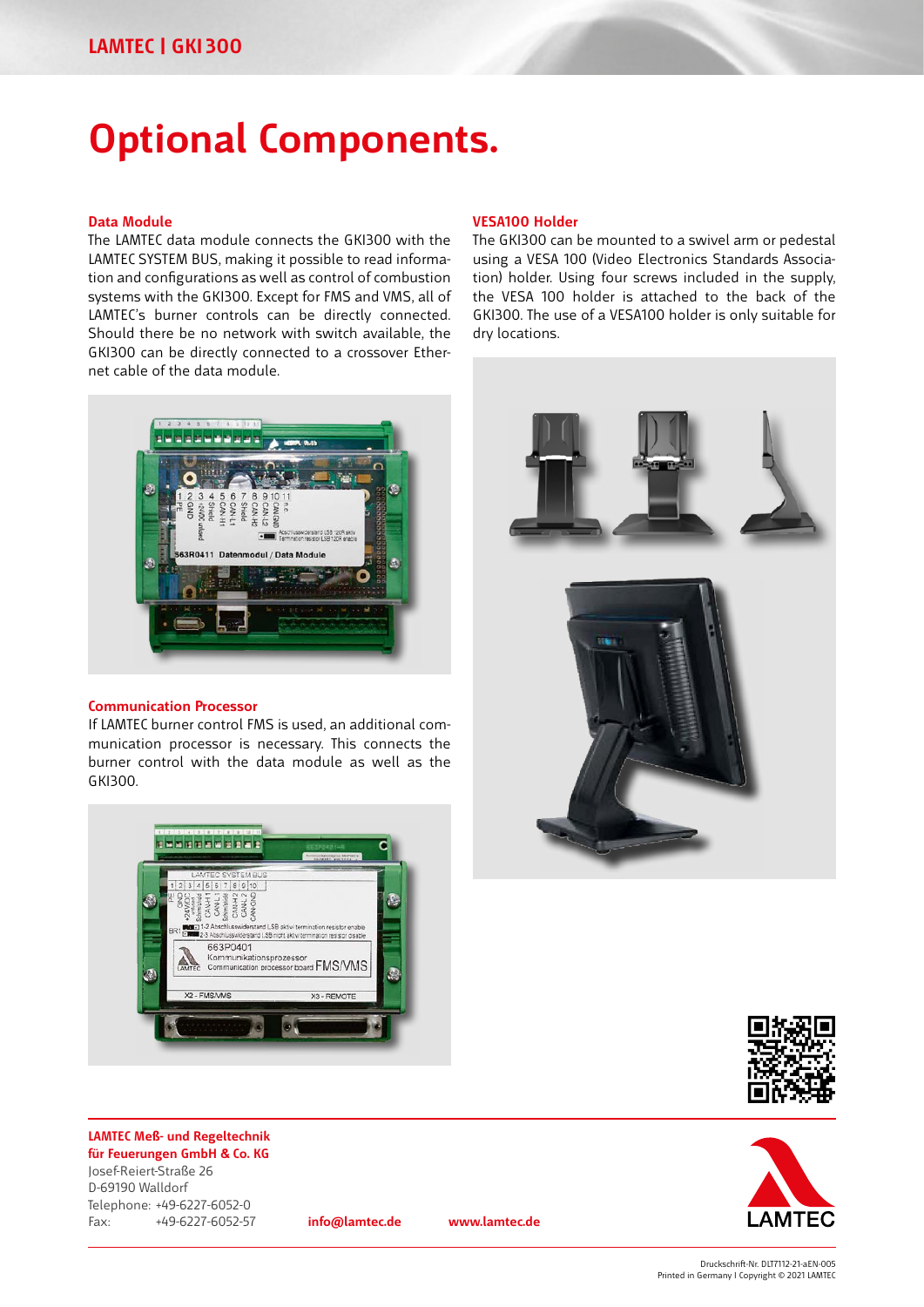# Optional Components.

### Data Module

The LAMTEC data module connects the GKI300 with the LAMTEC SYSTEM BUS, making it possible to read information and configurations as well as control of combustion systems with the GKI300. Except for FMS and VMS, all of LAMTEC's burner controls can be directly connected. Should there be no network with switch available, the GKI300 can be directly connected to a crossover Ethernet cable of the data module.

### Communication Processor

If LAMTEC burner control FMS is used, an additional communication processor is necessary. This connects the burner control with the data module as well as the GKI300.

### VESA100 Holder

The GKI300 can be mounted to a swivel arm or pedestal using a VESA 100 (Video Electronics Standards Association) holder. Using four screws included in the supply, the VESA 100 holder is attached to the back of the GKI300. The use of a VESA100 holder is only suitable for dry locations.

**LAMTEC Meß- und Regeltechnik für Feuerungen GmbH & Co. KG**
Josef-Reiert-Straße 26
D-69190 Walldorf
Telephone: +49-6227-6052-0
Fax: +49-6227-6052-57

**info@lamtec.de**

**www.lamtec.de**

Druckschrift-Nr. DLT7112-21-aEN-005
Printed in Germany I Copyright © 2021 LAMTEC